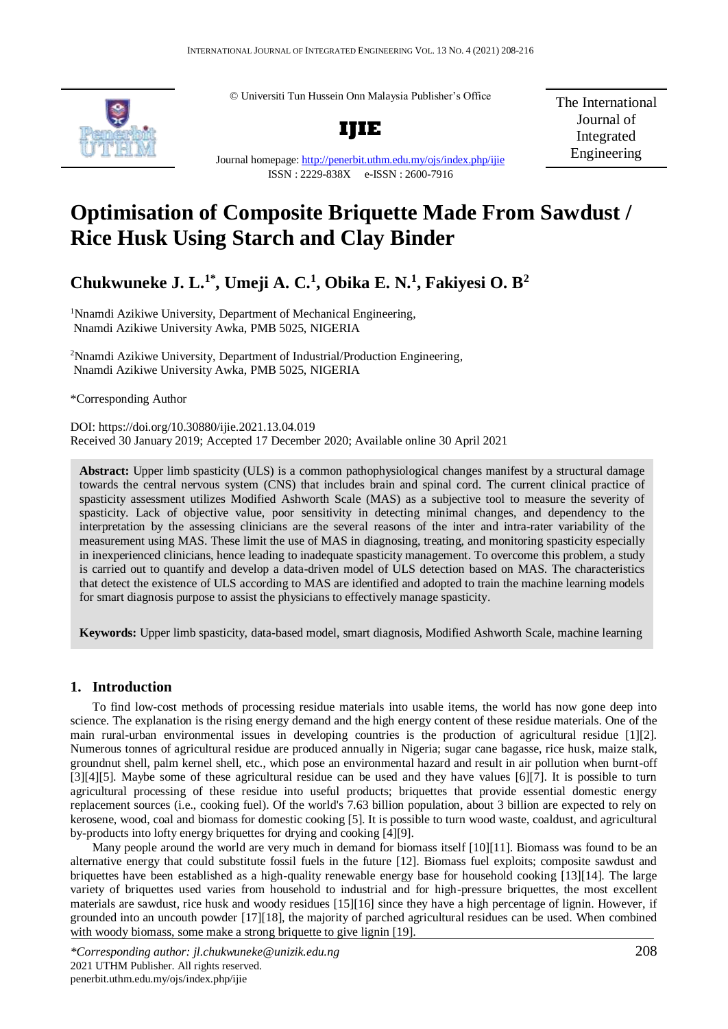© Universiti Tun Hussein Onn Malaysia Publisher's Office

**IJIE**

Journal homepage: http://penerbit.uthm.edu.my/ojs/index.php/ijie

ISSN : 2229-838X e-ISSN : 2600-7916

The International Journal of Integrated Engineering

# Optimisation of Composite Briquette Made From Sawdust / Rice Husk Using Starch and Clay Binder

## Chukwuneke J. L.[1*], Umeji A. C.[1], Obika E. N.[1], Fakiyesi O. B[2]

[1]Nnamdi Azikiwe University, Department of Mechanical Engineering, Nnamdi Azikiwe University Awka, PMB 5025, NIGERIA

[2]Nnamdi Azikiwe University, Department of Industrial/Production Engineering, Nnamdi Azikiwe University Awka, PMB 5025, NIGERIA

*Corresponding Author

DOI: https://doi.org/10.30880/ijie.2021.13.04.019

Received 30 January 2019; Accepted 17 December 2020; Available online 30 April 2021

**Abstract:** Upper limb spasticity (ULS) is a common pathophysiological changes manifest by a structural damage towards the central nervous system (CNS) that includes brain and spinal cord. The current clinical practice of spasticity assessment utilizes Modified Ashworth Scale (MAS) as a subjective tool to measure the severity of spasticity. Lack of objective value, poor sensitivity in detecting minimal changes, and dependency to the interpretation by the assessing clinicians are the several reasons of the inter and intra-rater variability of the measurement using MAS. These limit the use of MAS in diagnosing, treating, and monitoring spasticity especially in inexperienced clinicians, hence leading to inadequate spasticity management. To overcome this problem, a study is carried out to quantify and develop a data-driven model of ULS detection based on MAS. The characteristics that detect the existence of ULS according to MAS are identified and adopted to train the machine learning models for smart diagnosis purpose to assist the physicians to effectively manage spasticity.

**Keywords:** Upper limb spasticity, data-based model, smart diagnosis, Modified Ashworth Scale, machine learning

## 1. Introduction

To find low-cost methods of processing residue materials into usable items, the world has now gone deep into science. The explanation is the rising energy demand and the high energy content of these residue materials. One of the main rural-urban environmental issues in developing countries is the production of agricultural residue [1][2]. Numerous tonnes of agricultural residue are produced annually in Nigeria; sugar cane bagasse, rice husk, maize stalk, groundnut shell, palm kernel shell, etc., which pose an environmental hazard and result in air pollution when burnt-off [3][4][5]. Maybe some of these agricultural residue can be used and they have values [6][7]. It is possible to turn agricultural processing of these residue into useful products; briquettes that provide essential domestic energy replacement sources (i.e., cooking fuel). Of the world's 7.63 billion population, about 3 billion are expected to rely on kerosene, wood, coal and biomass for domestic cooking [5]. It is possible to turn wood waste, coaldust, and agricultural by-products into lofty energy briquettes for drying and cooking [4][9].

Many people around the world are very much in demand for biomass itself [10][11]. Biomass was found to be an alternative energy that could substitute fossil fuels in the future [12]. Biomass fuel exploits; composite sawdust and briquettes have been established as a high-quality renewable energy base for household cooking [13][14]. The large variety of briquettes used varies from household to industrial and for high-pressure briquettes, the most excellent materials are sawdust, rice husk and woody residues [15][16] since they have a high percentage of lignin. However, if grounded into an uncouth powder [17][18], the majority of parched agricultural residues can be used. When combined with woody biomass, some make a strong briquette to give lignin [19].

*Corresponding author: jl.chukwuneke@unizik.edu.ng
2021 UTHM Publisher. All rights reserved.
penerbit.uthm.edu.my/ojs/index.php/ijie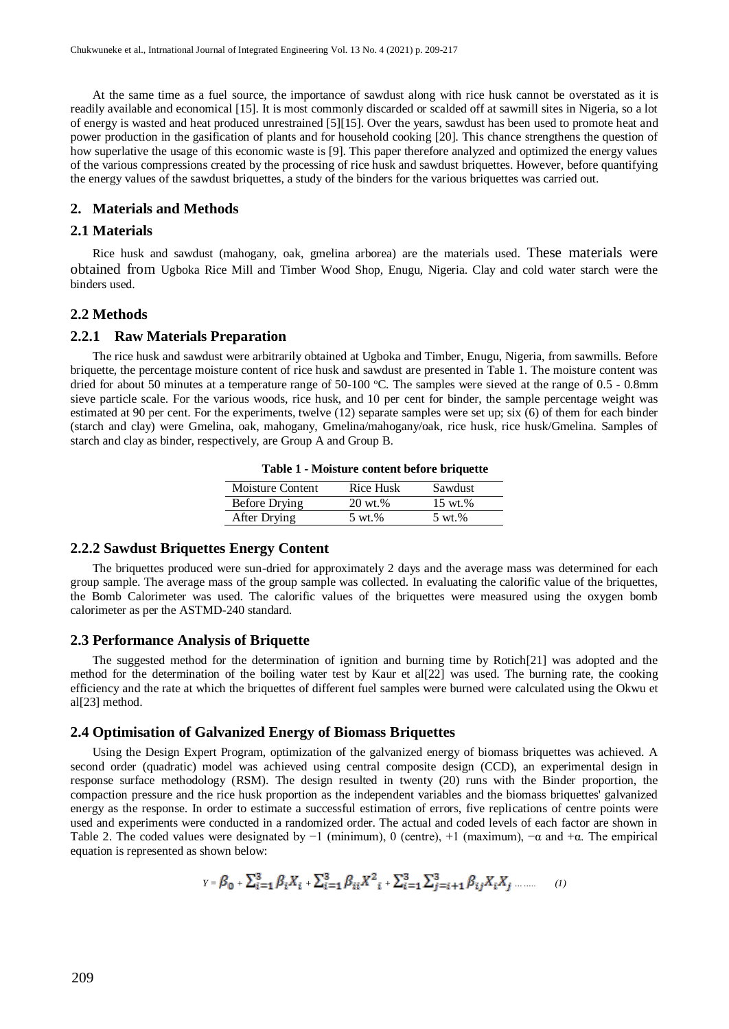At the same time as a fuel source, the importance of sawdust along with rice husk cannot be overstated as it is readily available and economical [15]. It is most commonly discarded or scalded off at sawmill sites in Nigeria, so a lot of energy is wasted and heat produced unrestrained [5][15]. Over the years, sawdust has been used to promote heat and power production in the gasification of plants and for household cooking [20]. This chance strengthens the question of how superlative the usage of this economic waste is [9]. This paper therefore analyzed and optimized the energy values of the various compressions created by the processing of rice husk and sawdust briquettes. However, before quantifying the energy values of the sawdust briquettes, a study of the binders for the various briquettes was carried out.

## 2. Materials and Methods

### 2.1 Materials

Rice husk and sawdust (mahogany, oak, gmelina arborea) are the materials used. These materials were obtained from Ugboka Rice Mill and Timber Wood Shop, Enugu, Nigeria. Clay and cold water starch were the binders used.

### 2.2 Methods

#### 2.2.1 Raw Materials Preparation

The rice husk and sawdust were arbitrarily obtained at Ugboka and Timber, Enugu, Nigeria, from sawmills. Before briquette, the percentage moisture content of rice husk and sawdust are presented in Table 1. The moisture content was dried for about 50 minutes at a temperature range of 50-100 °C. The samples were sieved at the range of 0.5 - 0.8mm sieve particle scale. For the various woods, rice husk, and 10 per cent for binder, the sample percentage weight was estimated at 90 per cent. For the experiments, twelve (12) separate samples were set up; six (6) of them for each binder (starch and clay) were Gmelina, oak, mahogany, Gmelina/mahogany/oak, rice husk, rice husk/Gmelina. Samples of starch and clay as binder, respectively, are Group A and Group B.

**Table 1 - Moisture content before briquette**

| Moisture Content | Rice Husk | Sawdust |
|---|---|---|
| Before Drying | 20 wt.% | 15 wt.% |
| After Drying | 5 wt.% | 5 wt.% |

#### 2.2.2 Sawdust Briquettes Energy Content

The briquettes produced were sun-dried for approximately 2 days and the average mass was determined for each group sample. The average mass of the group sample was collected. In evaluating the calorific value of the briquettes, the Bomb Calorimeter was used. The calorific values of the briquettes were measured using the oxygen bomb calorimeter as per the ASTMD-240 standard.

### 2.3 Performance Analysis of Briquette

The suggested method for the determination of ignition and burning time by Rotich[21] was adopted and the method for the determination of the boiling water test by Kaur et al[22] was used. The burning rate, the cooking efficiency and the rate at which the briquettes of different fuel samples were burned were calculated using the Okwu et al[23] method.

### 2.4 Optimisation of Galvanized Energy of Biomass Briquettes

Using the Design Expert Program, optimization of the galvanized energy of biomass briquettes was achieved. A second order (quadratic) model was achieved using central composite design (CCD), an experimental design in response surface methodology (RSM). The design resulted in twenty (20) runs with the Binder proportion, the compaction pressure and the rice husk proportion as the independent variables and the biomass briquettes' galvanized energy as the response. In order to estimate a successful estimation of errors, five replications of centre points were used and experiments were conducted in a randomized order. The actual and coded levels of each factor are shown in Table 2. The coded values were designated by −1 (minimum), 0 (centre), +1 (maximum), −α and +α. The empirical equation is represented as shown below:

$$Y = \beta_0 + \sum_{i=1}^{3} \beta_i X_i + \sum_{i=1}^{3} \beta_{ii} X^2_i + \sum_{i=1}^{3} \sum_{j=i+1}^{3} \beta_{ij} X_i X_j \quad \ldots\ldots \quad (1)$$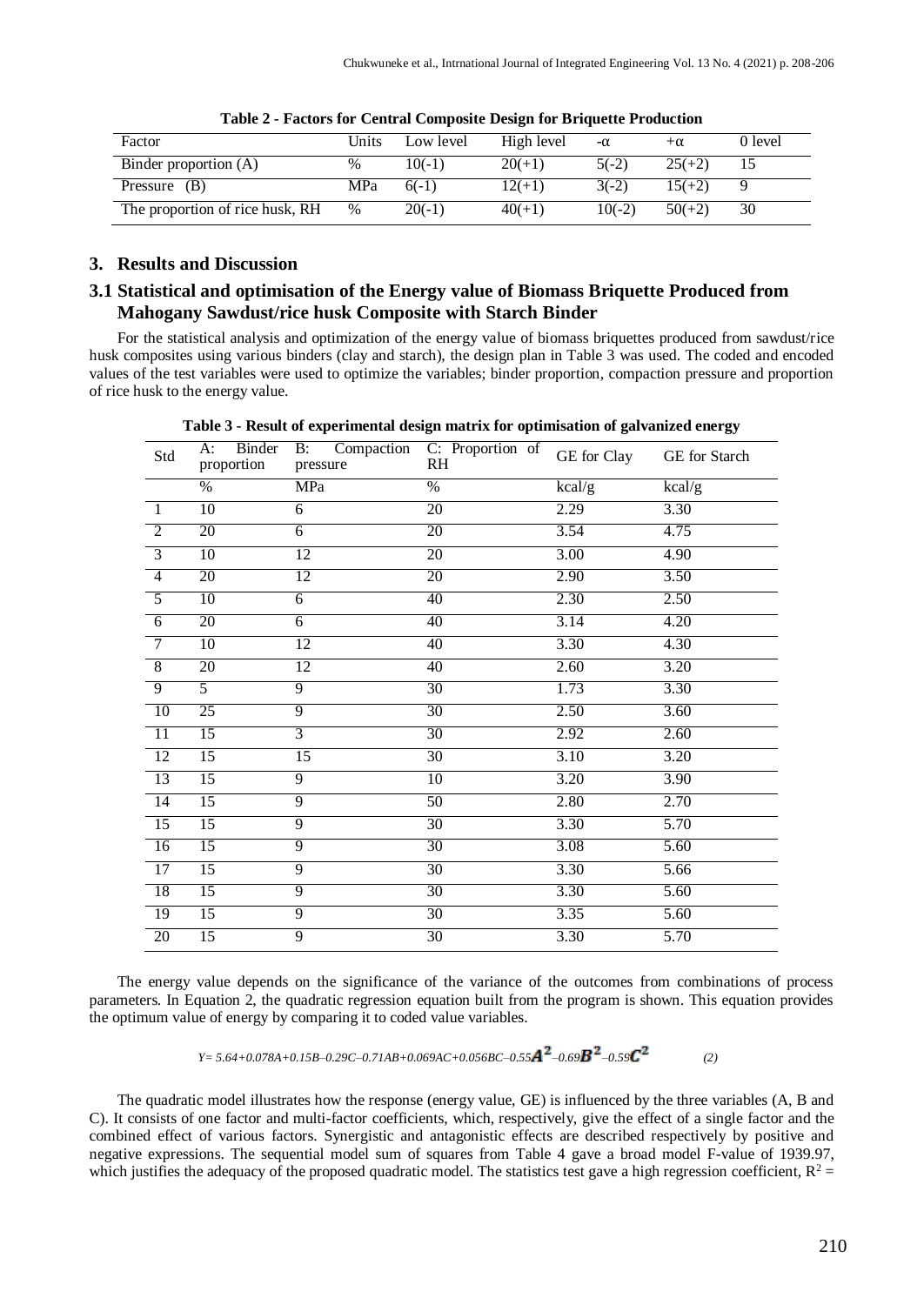**Table 2 - Factors for Central Composite Design for Briquette Production**

| Factor | Units | Low level | High level | -α | +α | 0 level |
|---|---|---|---|---|---|---|
| Binder proportion (A) | % | 10(-1) | 20(+1) | 5(-2) | 25(+2) | 15 |
| Pressure (B) | MPa | 6(-1) | 12(+1) | 3(-2) | 15(+2) | 9 |
| The proportion of rice husk, RH | % | 20(-1) | 40(+1) | 10(-2) | 50(+2) | 30 |

## 3. Results and Discussion

### 3.1 Statistical and optimisation of the Energy value of Biomass Briquette Produced from Mahogany Sawdust/rice husk Composite with Starch Binder

For the statistical analysis and optimization of the energy value of biomass briquettes produced from sawdust/rice husk composites using various binders (clay and starch), the design plan in Table 3 was used. The coded and encoded values of the test variables were used to optimize the variables; binder proportion, compaction pressure and proportion of rice husk to the energy value.

**Table 3 - Result of experimental design matrix for optimisation of galvanized energy**

| Std | A: Binder proportion | B: Compaction pressure | C: Proportion of RH | GE for Clay | GE for Starch |
|---|---|---|---|---|---|
| | % | MPa | % | kcal/g | kcal/g |
| 1 | 10 | 6 | 20 | 2.29 | 3.30 |
| 2 | 20 | 6 | 20 | 3.54 | 4.75 |
| 3 | 10 | 12 | 20 | 3.00 | 4.90 |
| 4 | 20 | 12 | 20 | 2.90 | 3.50 |
| 5 | 10 | 6 | 40 | 2.30 | 2.50 |
| 6 | 20 | 6 | 40 | 3.14 | 4.20 |
| 7 | 10 | 12 | 40 | 3.30 | 4.30 |
| 8 | 20 | 12 | 40 | 2.60 | 3.20 |
| 9 | 5 | 9 | 30 | 1.73 | 3.30 |
| 10 | 25 | 9 | 30 | 2.50 | 3.60 |
| 11 | 15 | 3 | 30 | 2.92 | 2.60 |
| 12 | 15 | 15 | 30 | 3.10 | 3.20 |
| 13 | 15 | 9 | 10 | 3.20 | 3.90 |
| 14 | 15 | 9 | 50 | 2.80 | 2.70 |
| 15 | 15 | 9 | 30 | 3.30 | 5.70 |
| 16 | 15 | 9 | 30 | 3.08 | 5.60 |
| 17 | 15 | 9 | 30 | 3.30 | 5.66 |
| 18 | 15 | 9 | 30 | 3.30 | 5.60 |
| 19 | 15 | 9 | 30 | 3.35 | 5.60 |
| 20 | 15 | 9 | 30 | 3.30 | 5.70 |

The energy value depends on the significance of the variance of the outcomes from combinations of process parameters. In Equation 2, the quadratic regression equation built from the program is shown. This equation provides the optimum value of energy by comparing it to coded value variables.

$$Y = 5.64 + 0.078A + 0.15B - 0.29C - 0.71AB + 0.069AC + 0.056BC - 0.55A^2 - 0.69B^2 - 0.59C^2 \qquad (2)$$

The quadratic model illustrates how the response (energy value, GE) is influenced by the three variables (A, B and C). It consists of one factor and multi-factor coefficients, which, respectively, give the effect of a single factor and the combined effect of various factors. Synergistic and antagonistic effects are described respectively by positive and negative expressions. The sequential model sum of squares from Table 4 gave a broad model F-value of 1939.97, which justifies the adequacy of the proposed quadratic model. The statistics test gave a high regression coefficient, $R^2 =$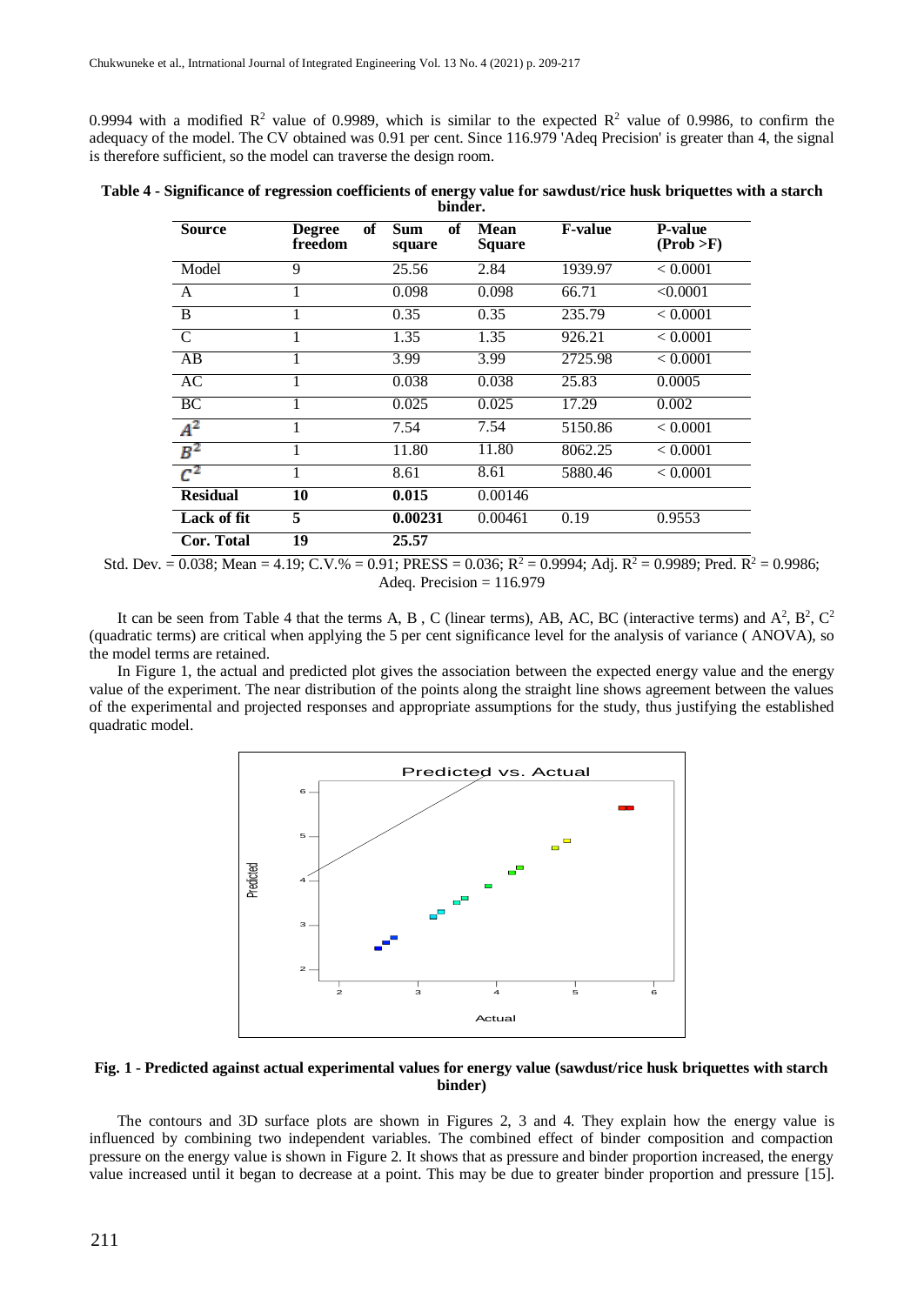0.9994 with a modified $R^2$ value of 0.9989, which is similar to the expected $R^2$ value of 0.9986, to confirm the adequacy of the model. The CV obtained was 0.91 per cent. Since 116.979 'Adeq Precision' is greater than 4, the signal is therefore sufficient, so the model can traverse the design room.

**Table 4 - Significance of regression coefficients of energy value for sawdust/rice husk briquettes with a starch binder.**

| Source | Degree of freedom | Sum of square | Mean Square | F-value | P-value (Prob >F) |
|---|---|---|---|---|---|
| Model | 9 | 25.56 | 2.84 | 1939.97 | < 0.0001 |
| A | 1 | 0.098 | 0.098 | 66.71 | <0.0001 |
| B | 1 | 0.35 | 0.35 | 235.79 | < 0.0001 |
| C | 1 | 1.35 | 1.35 | 926.21 | < 0.0001 |
| AB | 1 | 3.99 | 3.99 | 2725.98 | < 0.0001 |
| AC | 1 | 0.038 | 0.038 | 25.83 | 0.0005 |
| BC | 1 | 0.025 | 0.025 | 17.29 | 0.002 |
| $A^2$ | 1 | 7.54 | 7.54 | 5150.86 | < 0.0001 |
| $B^2$ | 1 | 11.80 | 11.80 | 8062.25 | < 0.0001 |
| $C^2$ | 1 | 8.61 | 8.61 | 5880.46 | < 0.0001 |
| **Residual** | **10** | **0.015** | 0.00146 | | |
| **Lack of fit** | **5** | **0.00231** | 0.00461 | 0.19 | 0.9553 |
| **Cor. Total** | **19** | **25.57** | | | |

Std. Dev. = 0.038; Mean = 4.19; C.V.% = 0.91; PRESS = 0.036; $R^2$ = 0.9994; Adj. $R^2$ = 0.9989; Pred. $R^2$ = 0.9986; Adeq. Precision = 116.979

It can be seen from Table 4 that the terms A, B , C (linear terms), AB, AC, BC (interactive terms) and $A^2$, $B^2$, $C^2$ (quadratic terms) are critical when applying the 5 per cent significance level for the analysis of variance ( ANOVA), so the model terms are retained.

In Figure 1, the actual and predicted plot gives the association between the expected energy value and the energy value of the experiment. The near distribution of the points along the straight line shows agreement between the values of the experimental and projected responses and appropriate assumptions for the study, thus justifying the established quadratic model.

**Fig. 1 - Predicted against actual experimental values for energy value (sawdust/rice husk briquettes with starch binder)**

The contours and 3D surface plots are shown in Figures 2, 3 and 4. They explain how the energy value is influenced by combining two independent variables. The combined effect of binder composition and compaction pressure on the energy value is shown in Figure 2. It shows that as pressure and binder proportion increased, the energy value increased until it began to decrease at a point. This may be due to greater binder proportion and pressure [15].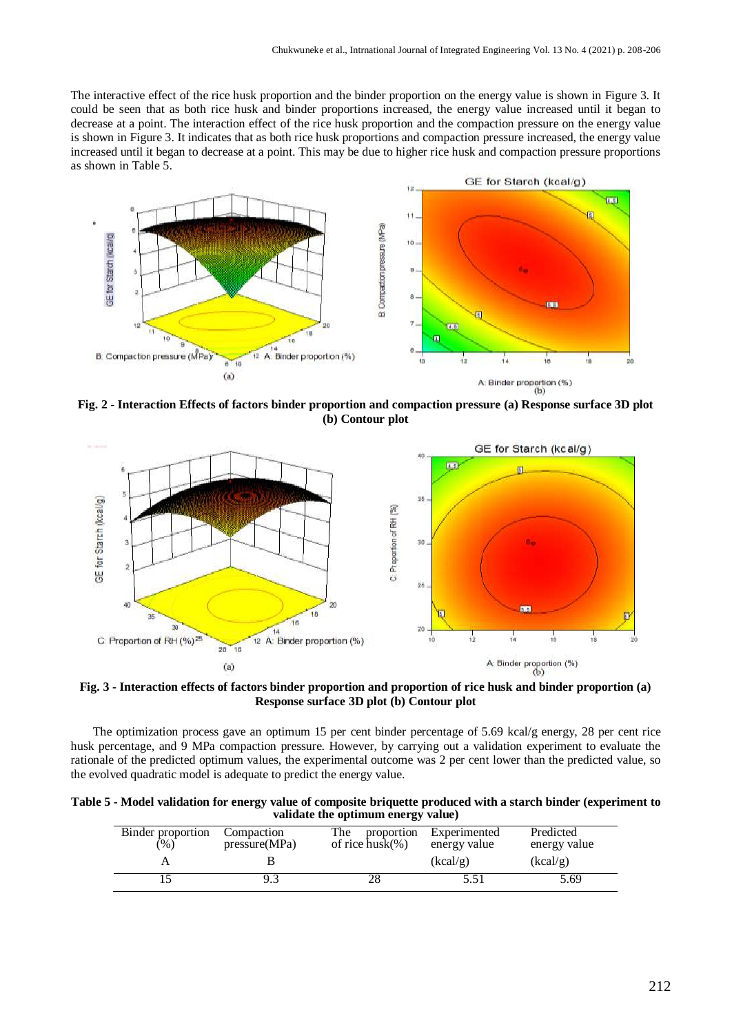The interactive effect of the rice husk proportion and the binder proportion on the energy value is shown in Figure 3. It could be seen that as both rice husk and binder proportions increased, the energy value increased until it began to decrease at a point. The interaction effect of the rice husk proportion and the compaction pressure on the energy value is shown in Figure 3. It indicates that as both rice husk proportions and compaction pressure increased, the energy value increased until it began to decrease at a point. This may be due to higher rice husk and compaction pressure proportions as shown in Table 5.

**Fig. 2 - Interaction Effects of factors binder proportion and compaction pressure (a) Response surface 3D plot (b) Contour plot**

**Fig. 3 - Interaction effects of factors binder proportion and proportion of rice husk and binder proportion (a) Response surface 3D plot (b) Contour plot**

The optimization process gave an optimum 15 per cent binder percentage of 5.69 kcal/g energy, 28 per cent rice husk percentage, and 9 MPa compaction pressure. However, by carrying out a validation experiment to evaluate the rationale of the predicted optimum values, the experimental outcome was 2 per cent lower than the predicted value, so the evolved quadratic model is adequate to predict the energy value.

**Table 5 - Model validation for energy value of composite briquette produced with a starch binder (experiment to validate the optimum energy value)**

| Binder proportion (%) | Compaction pressure(MPa) | The proportion of rice husk(%) | Experimented energy value | Predicted energy value |
|---|---|---|---|---|
| A | B | | (kcal/g) | (kcal/g) |
| 15 | 9.3 | 28 | 5.51 | 5.69 |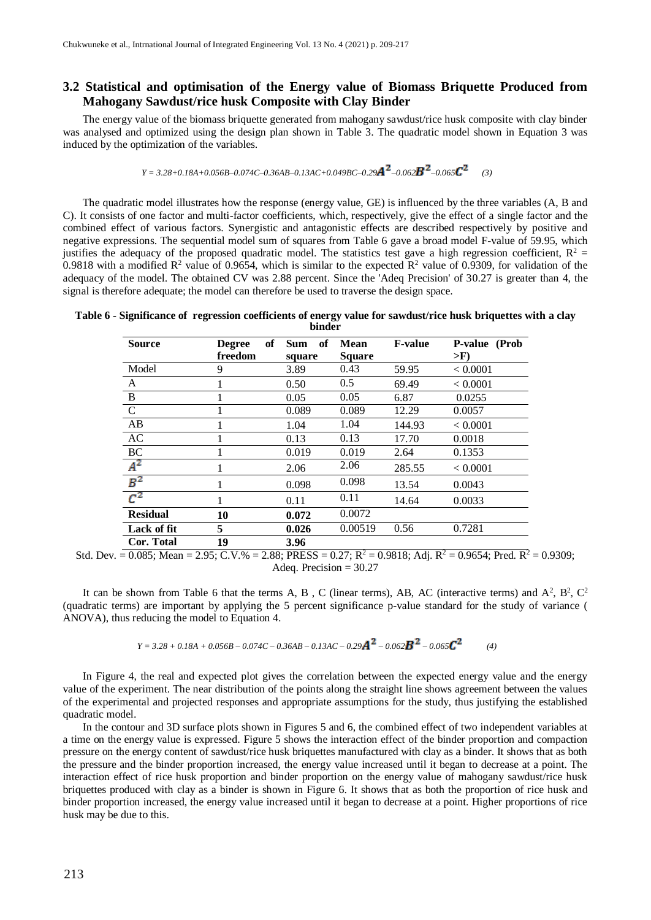## 3.2 Statistical and optimisation of the Energy value of Biomass Briquette Produced from Mahogany Sawdust/rice husk Composite with Clay Binder

The energy value of the biomass briquette generated from mahogany sawdust/rice husk composite with clay binder was analysed and optimized using the design plan shown in Table 3. The quadratic model shown in Equation 3 was induced by the optimization of the variables.

$$Y = 3.28+0.18A+0.056B-0.074C-0.36AB-0.13AC+0.049BC-0.29A^2-0.062B^2-0.065C^2 \quad (3)$$

The quadratic model illustrates how the response (energy value, GE) is influenced by the three variables (A, B and C). It consists of one factor and multi-factor coefficients, which, respectively, give the effect of a single factor and the combined effect of various factors. Synergistic and antagonistic effects are described respectively by positive and negative expressions. The sequential model sum of squares from Table 6 gave a broad model F-value of 59.95, which justifies the adequacy of the proposed quadratic model. The statistics test gave a high regression coefficient, $R^2$ = 0.9818 with a modified $R^2$ value of 0.9654, which is similar to the expected $R^2$ value of 0.9309, for validation of the adequacy of the model. The obtained CV was 2.88 percent. Since the 'Adeq Precision' of 30.27 is greater than 4, the signal is therefore adequate; the model can therefore be used to traverse the design space.

**Table 6 - Significance of regression coefficients of energy value for sawdust/rice husk briquettes with a clay binder**

| Source | Degree of freedom | Sum of square | Mean Square | F-value | P-value (Prob >F) |
|---|---|---|---|---|---|
| Model | 9 | 3.89 | 0.43 | 59.95 | < 0.0001 |
| A | 1 | 0.50 | 0.5 | 69.49 | < 0.0001 |
| B | 1 | 0.05 | 0.05 | 6.87 | 0.0255 |
| C | 1 | 0.089 | 0.089 | 12.29 | 0.0057 |
| AB | 1 | 1.04 | 1.04 | 144.93 | < 0.0001 |
| AC | 1 | 0.13 | 0.13 | 17.70 | 0.0018 |
| BC | 1 | 0.019 | 0.019 | 2.64 | 0.1353 |
| $A^2$ | 1 | 2.06 | 2.06 | 285.55 | < 0.0001 |
| $B^2$ | 1 | 0.098 | 0.098 | 13.54 | 0.0043 |
| $C^2$ | 1 | 0.11 | 0.11 | 14.64 | 0.0033 |
| **Residual** | **10** | **0.072** | 0.0072 | | |
| **Lack of fit** | **5** | **0.026** | 0.00519 | 0.56 | 0.7281 |
| **Cor. Total** | **19** | **3.96** | | | |

Std. Dev. = 0.085; Mean = 2.95; C.V.% = 2.88; PRESS = 0.27; $R^2$ = 0.9818; Adj. $R^2$ = 0.9654; Pred. $R^2$ = 0.9309; Adeq. Precision = 30.27

It can be shown from Table 6 that the terms A, B , C (linear terms), AB, AC (interactive terms) and $A^2$, $B^2$, $C^2$ (quadratic terms) are important by applying the 5 percent significance p-value standard for the study of variance ( ANOVA), thus reducing the model to Equation 4.

$$Y = 3.28 + 0.18A + 0.056B - 0.074C - 0.36AB - 0.13AC - 0.29A^2 - 0.062B^2 - 0.065C^2 \quad (4)$$

In Figure 4, the real and expected plot gives the correlation between the expected energy value and the energy value of the experiment. The near distribution of the points along the straight line shows agreement between the values of the experimental and projected responses and appropriate assumptions for the study, thus justifying the established quadratic model.

In the contour and 3D surface plots shown in Figures 5 and 6, the combined effect of two independent variables at a time on the energy value is expressed. Figure 5 shows the interaction effect of the binder proportion and compaction pressure on the energy content of sawdust/rice husk briquettes manufactured with clay as a binder. It shows that as both the pressure and the binder proportion increased, the energy value increased until it began to decrease at a point. The interaction effect of rice husk proportion and binder proportion on the energy value of mahogany sawdust/rice husk briquettes produced with clay as a binder is shown in Figure 6. It shows that as both the proportion of rice husk and binder proportion increased, the energy value increased until it began to decrease at a point. Higher proportions of rice husk may be due to this.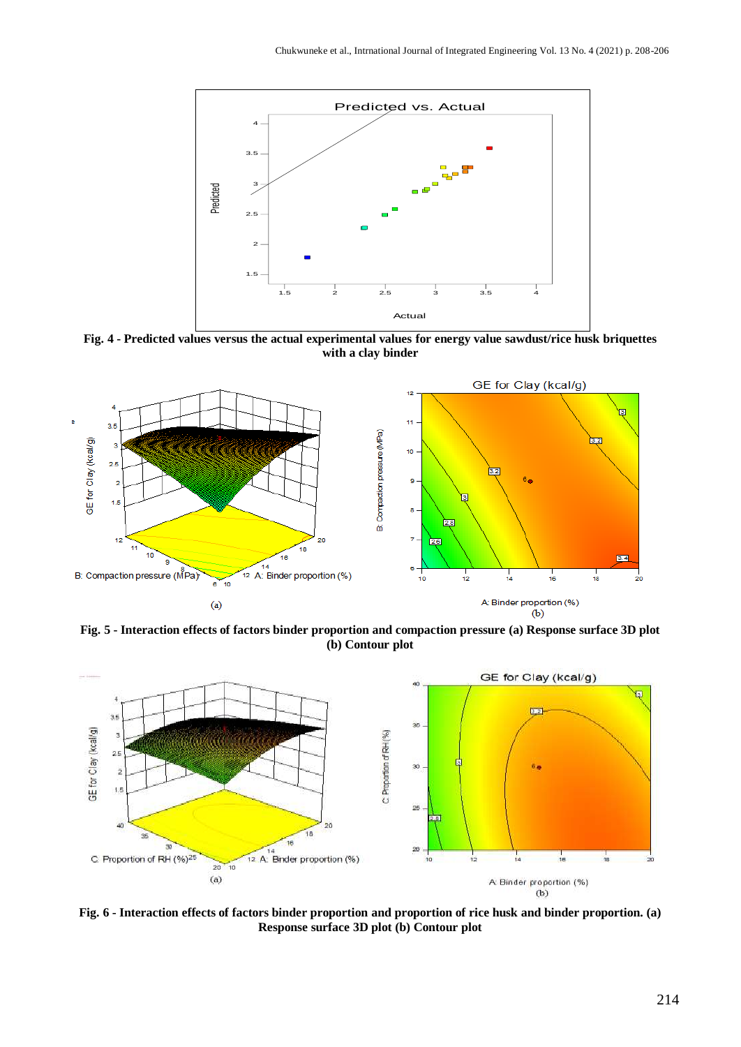**Fig. 4 - Predicted values versus the actual experimental values for energy value sawdust/rice husk briquettes with a clay binder**

**Fig. 5 - Interaction effects of factors binder proportion and compaction pressure (a) Response surface 3D plot (b) Contour plot**

**Fig. 6 - Interaction effects of factors binder proportion and proportion of rice husk and binder proportion. (a) Response surface 3D plot (b) Contour plot**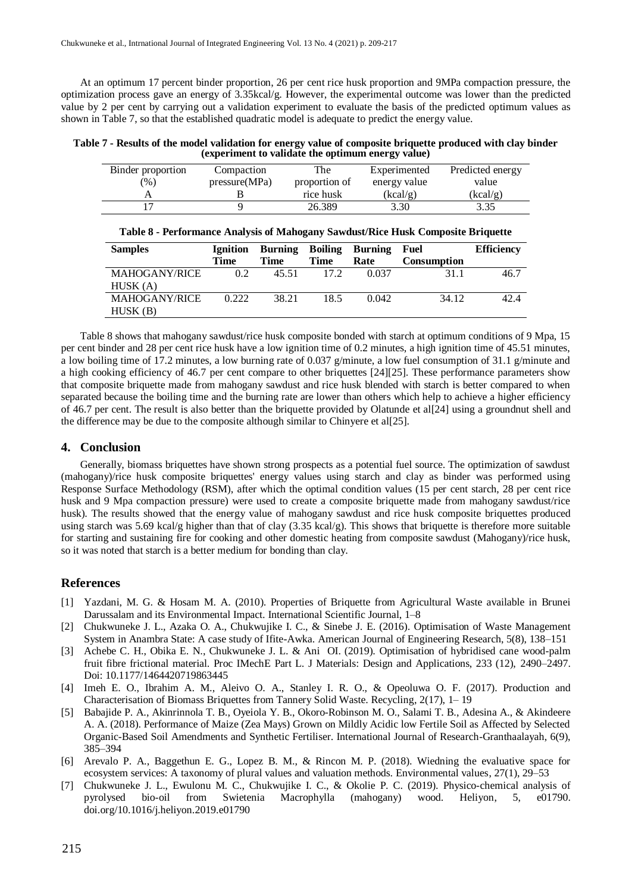At an optimum 17 percent binder proportion, 26 per cent rice husk proportion and 9MPa compaction pressure, the optimization process gave an energy of 3.35kcal/g. However, the experimental outcome was lower than the predicted value by 2 per cent by carrying out a validation experiment to evaluate the basis of the predicted optimum values as shown in Table 7, so that the established quadratic model is adequate to predict the energy value.

**Table 7 - Results of the model validation for energy value of composite briquette produced with clay binder (experiment to validate the optimum energy value)**

| Binder proportion (%) A | Compaction pressure(MPa) B | The proportion of rice husk | Experimented energy value (kcal/g) | Predicted energy value (kcal/g) |
|---|---|---|---|---|
| 17 | 9 | 26.389 | 3.30 | 3.35 |

**Table 8 - Performance Analysis of Mahogany Sawdust/Rice Husk Composite Briquette**

| Samples | Ignition Time | Burning Time | Boiling Time | Burning Rate | Fuel Consumption | Efficiency |
|---|---|---|---|---|---|---|
| MAHOGANY/RICE HUSK (A) | 0.2 | 45.51 | 17.2 | 0.037 | 31.1 | 46.7 |
| MAHOGANY/RICE HUSK (B) | 0.222 | 38.21 | 18.5 | 0.042 | 34.12 | 42.4 |

Table 8 shows that mahogany sawdust/rice husk composite bonded with starch at optimum conditions of 9 Mpa, 15 per cent binder and 28 per cent rice husk have a low ignition time of 0.2 minutes, a high ignition time of 45.51 minutes, a low boiling time of 17.2 minutes, a low burning rate of 0.037 g/minute, a low fuel consumption of 31.1 g/minute and a high cooking efficiency of 46.7 per cent compare to other briquettes [24][25]. These performance parameters show that composite briquette made from mahogany sawdust and rice husk blended with starch is better compared to when separated because the boiling time and the burning rate are lower than others which help to achieve a higher efficiency of 46.7 per cent. The result is also better than the briquette provided by Olatunde et al[24] using a groundnut shell and the difference may be due to the composite although similar to Chinyere et al[25].

## 4. Conclusion

Generally, biomass briquettes have shown strong prospects as a potential fuel source. The optimization of sawdust (mahogany)/rice husk composite briquettes' energy values using starch and clay as binder was performed using Response Surface Methodology (RSM), after which the optimal condition values (15 per cent starch, 28 per cent rice husk and 9 Mpa compaction pressure) were used to create a composite briquette made from mahogany sawdust/rice husk. The results showed that the energy value of mahogany sawdust and rice husk composite briquettes produced using starch was 5.69 kcal/g higher than that of clay (3.35 kcal/g). This shows that briquette is therefore more suitable for starting and sustaining fire for cooking and other domestic heating from composite sawdust (Mahogany)/rice husk, so it was noted that starch is a better medium for bonding than clay.

## References

[1] Yazdani, M. G. & Hosam M. A. (2010). Properties of Briquette from Agricultural Waste available in Brunei Darussalam and its Environmental Impact. International Scientific Journal, 1–8

[2] Chukwuneke J. L., Azaka O. A., Chukwujike I. C., & Sinebe J. E. (2016). Optimisation of Waste Management System in Anambra State: A case study of Ifite-Awka. American Journal of Engineering Research, 5(8), 138–151

[3] Achebe C. H., Obika E. N., Chukwuneke J. L. & Ani OI. (2019). Optimisation of hybridised cane wood-palm fruit fibre frictional material. Proc IMechE Part L. J Materials: Design and Applications, 233 (12), 2490–2497. Doi: 10.1177/1464420719863445

[4] Imeh E. O., Ibrahim A. M., Aleivo O. A., Stanley I. R. O., & Opeoluwa O. F. (2017). Production and Characterisation of Biomass Briquettes from Tannery Solid Waste. Recycling, 2(17), 1– 19

[5] Babajide P. A., Akinrinnola T. B., Oyeiola Y. B., Okoro-Robinson M. O., Salami T. B., Adesina A., & Akindeere A. A. (2018). Performance of Maize (Zea Mays) Grown on Mildly Acidic low Fertile Soil as Affected by Selected Organic-Based Soil Amendments and Synthetic Fertiliser. International Journal of Research-Granthaalayah, 6(9), 385–394

[6] Arevalo P. A., Baggethun E. G., Lopez B. M., & Rincon M. P. (2018). Wiedning the evaluative space for ecosystem services: A taxonomy of plural values and valuation methods. Environmental values, 27(1), 29–53

[7] Chukwuneke J. L., Ewulonu M. C., Chukwujike I. C., & Okolie P. C. (2019). Physico-chemical analysis of pyrolysed bio-oil from Swietenia Macrophylla (mahogany) wood. Heliyon, 5, e01790. doi.org/10.1016/j.heliyon.2019.e01790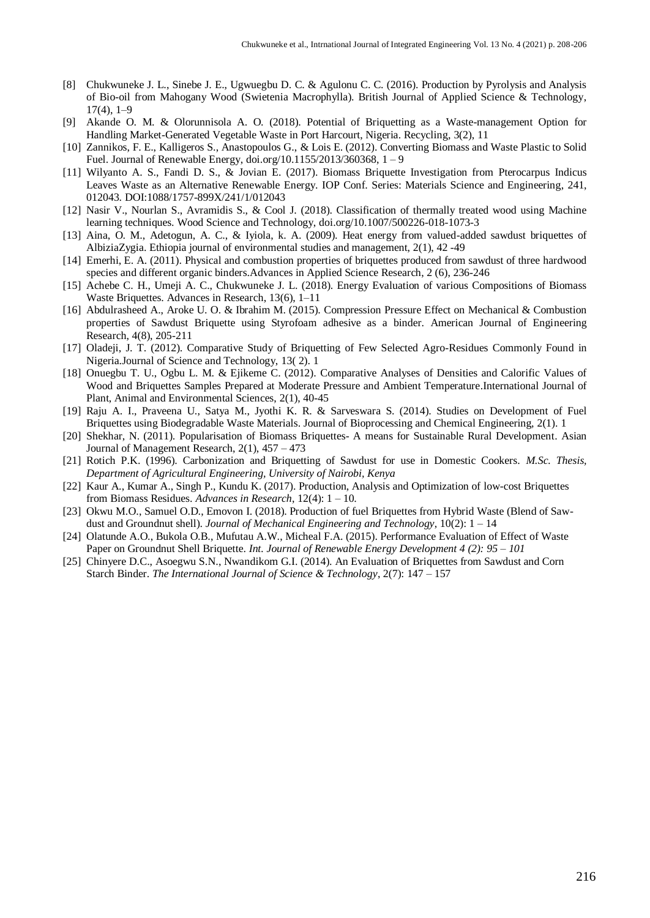[8] Chukwuneke J. L., Sinebe J. E., Ugwuegbu D. C. & Agulonu C. C. (2016). Production by Pyrolysis and Analysis of Bio-oil from Mahogany Wood (Swietenia Macrophylla). British Journal of Applied Science & Technology, 17(4), 1–9

[9] Akande O. M. & Olorunnisola A. O. (2018). Potential of Briquetting as a Waste-management Option for Handling Market-Generated Vegetable Waste in Port Harcourt, Nigeria. Recycling, 3(2), 11

[10] Zannikos, F. E., Kalligeros S., Anastopoulos G., & Lois E. (2012). Converting Biomass and Waste Plastic to Solid Fuel. Journal of Renewable Energy, doi.org/10.1155/2013/360368, 1 – 9

[11] Wilyanto A. S., Fandi D. S., & Jovian E. (2017). Biomass Briquette Investigation from Pterocarpus Indicus Leaves Waste as an Alternative Renewable Energy. IOP Conf. Series: Materials Science and Engineering, 241, 012043. DOI:1088/1757-899X/241/1/012043

[12] Nasir V., Nourlan S., Avramidis S., & Cool J. (2018). Classification of thermally treated wood using Machine learning techniques. Wood Science and Technology, doi.org/10.1007/500226-018-1073-3

[13] Aina, O. M., Adetogun, A. C., & Iyiola, k. A. (2009). Heat energy from valued-added sawdust briquettes of AlbiziaZygia. Ethiopia journal of environmental studies and management, 2(1), 42 -49

[14] Emerhi, E. A. (2011). Physical and combustion properties of briquettes produced from sawdust of three hardwood species and different organic binders.Advances in Applied Science Research, 2 (6), 236-246

[15] Achebe C. H., Umeji A. C., Chukwuneke J. L. (2018). Energy Evaluation of various Compositions of Biomass Waste Briquettes. Advances in Research, 13(6), 1–11

[16] Abdulrasheed A., Aroke U. O. & Ibrahim M. (2015). Compression Pressure Effect on Mechanical & Combustion properties of Sawdust Briquette using Styrofoam adhesive as a binder. American Journal of Engineering Research, 4(8), 205-211

[17] Oladeji, J. T. (2012). Comparative Study of Briquetting of Few Selected Agro-Residues Commonly Found in Nigeria.Journal of Science and Technology, 13( 2). 1

[18] Onuegbu T. U., Ogbu L. M. & Ejikeme C. (2012). Comparative Analyses of Densities and Calorific Values of Wood and Briquettes Samples Prepared at Moderate Pressure and Ambient Temperature.International Journal of Plant, Animal and Environmental Sciences, 2(1), 40-45

[19] Raju A. I., Praveena U., Satya M., Jyothi K. R. & Sarveswara S. (2014). Studies on Development of Fuel Briquettes using Biodegradable Waste Materials. Journal of Bioprocessing and Chemical Engineering, 2(1). 1

[20] Shekhar, N. (2011). Popularisation of Biomass Briquettes- A means for Sustainable Rural Development. Asian Journal of Management Research, 2(1), 457 – 473

[21] Rotich P.K. (1996). Carbonization and Briquetting of Sawdust for use in Domestic Cookers. *M.Sc. Thesis, Department of Agricultural Engineering, University of Nairobi, Kenya*

[22] Kaur A., Kumar A., Singh P., Kundu K. (2017). Production, Analysis and Optimization of low-cost Briquettes from Biomass Residues. *Advances in Research*, 12(4): 1 – 10.

[23] Okwu M.O., Samuel O.D., Emovon I. (2018). Production of fuel Briquettes from Hybrid Waste (Blend of Saw-dust and Groundnut shell). *Journal of Mechanical Engineering and Technology*, 10(2): 1 – 14

[24] Olatunde A.O., Bukola O.B., Mufutau A.W., Micheal F.A. (2015). Performance Evaluation of Effect of Waste Paper on Groundnut Shell Briquette. *Int. Journal of Renewable Energy Development 4 (2): 95 – 101*

[25] Chinyere D.C., Asoegwu S.N., Nwandikom G.I. (2014). An Evaluation of Briquettes from Sawdust and Corn Starch Binder. *The International Journal of Science & Technology*, 2(7): 147 – 157